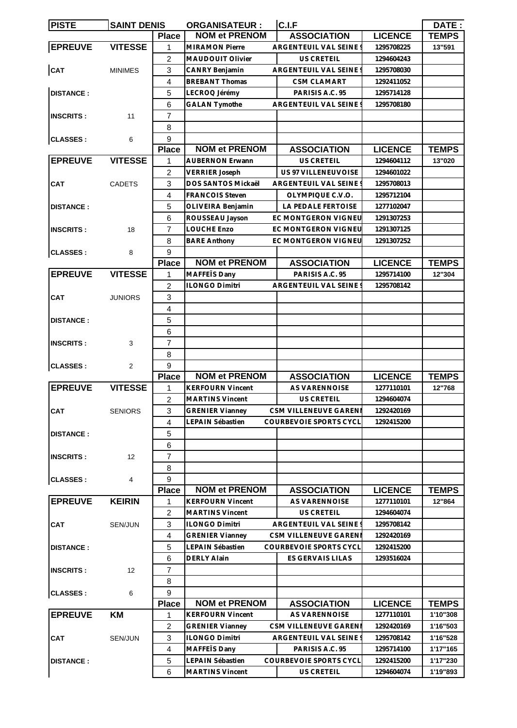| PISTE | SAINT DENIS | ORGANISATEUR : | C.I.F | | | DATE : |
|---|---|---|---|---|---|---|
| | | **Place** | **NOM et PRENOM** | **ASSOCIATION** | **LICENCE** | **TEMPS** |
| **EPREUVE** | **VITESSE** | 1 | MIRAMON Pierre | ARGENTEUIL VAL SEINE 9 | 1295708225 | 13"591 |
| | | 2 | MAUDOUIT Olivier | US CRETEIL | 1294604243 | |
| **CAT** | MINIMES | 3 | CANRY Benjamin | ARGENTEUIL VAL SEINE 9 | 1295708030 | |
| | | 4 | BREBANT Thomas | CSM CLAMART | 1292411052 | |
| **DISTANCE :** | | 5 | LECROQ Jérémy | PARISIS A.C. 95 | 1295714128 | |
| | | 6 | GALAN Tymothe | ARGENTEUIL VAL SEINE 9 | 1295708180 | |
| **INSCRITS :** | 11 | 7 | | | | |
| | | 8 | | | | |
| **CLASSES :** | 6 | 9 | | | | |
| | | **Place** | **NOM et PRENOM** | **ASSOCIATION** | **LICENCE** | **TEMPS** |
| **EPREUVE** | **VITESSE** | 1 | AUBERNON Erwann | US CRETEIL | 1294604112 | 13"020 |
| | | 2 | VERRIER Joseph | US 97 VILLENEUVOISE | 1294601022 | |
| **CAT** | CADETS | 3 | DOS SANTOS Mickaël | ARGENTEUIL VAL SEINE 9 | 1295708013 | |
| | | 4 | FRANCOIS Steven | OLYMPIQUE C.V.O. | 1295712104 | |
| **DISTANCE :** | | 5 | OLIVEIRA Benjamin | LA PEDALE FERTOISE | 1277102047 | |
| | | 6 | ROUSSEAU Jayson | EC MONTGERON VIGNEU | 1291307253 | |
| **INSCRITS :** | 18 | 7 | LOUCHE Enzo | EC MONTGERON VIGNEU | 1291307125 | |
| | | 8 | BARE Anthony | EC MONTGERON VIGNEU | 1291307252 | |
| **CLASSES :** | 8 | 9 | | | | |
| | | **Place** | **NOM et PRENOM** | **ASSOCIATION** | **LICENCE** | **TEMPS** |
| **EPREUVE** | **VITESSE** | 1 | MAFFEÏS Dany | PARISIS A.C. 95 | 1295714100 | 12"304 |
| | | 2 | ILONGO Dimitri | ARGENTEUIL VAL SEINE 9 | 1295708142 | |
| **CAT** | JUNIORS | 3 | | | | |
| | | 4 | | | | |
| **DISTANCE :** | | 5 | | | | |
| | | 6 | | | | |
| **INSCRITS :** | 3 | 7 | | | | |
| | | 8 | | | | |
| **CLASSES :** | 2 | 9 | | | | |
| | | **Place** | **NOM et PRENOM** | **ASSOCIATION** | **LICENCE** | **TEMPS** |
| **EPREUVE** | **VITESSE** | 1 | KERFOURN Vincent | AS VARENNOISE | 1277110101 | 12"768 |
| | | 2 | MARTINS Vincent | US CRETEIL | 1294604074 | |
| **CAT** | SENIORS | 3 | GRENIER Vianney | CSM VILLENEUVE GARENN | 1292420169 | |
| | | 4 | LEPAIN Sébastien | COURBEVOIE SPORTS CYCL | 1292415200 | |
| **DISTANCE :** | | 5 | | | | |
| | | 6 | | | | |
| **INSCRITS :** | 12 | 7 | | | | |
| | | 8 | | | | |
| **CLASSES :** | 4 | 9 | | | | |
| | | **Place** | **NOM et PRENOM** | **ASSOCIATION** | **LICENCE** | **TEMPS** |
| **EPREUVE** | **KEIRIN** | 1 | KERFOURN Vincent | AS VARENNOISE | 1277110101 | 12"864 |
| | | 2 | MARTINS Vincent | US CRETEIL | 1294604074 | |
| **CAT** | SEN/JUN | 3 | ILONGO Dimitri | ARGENTEUIL VAL SEINE 9 | 1295708142 | |
| | | 4 | GRENIER Vianney | CSM VILLENEUVE GARENN | 1292420169 | |
| **DISTANCE :** | | 5 | LEPAIN Sébastien | COURBEVOIE SPORTS CYCL | 1292415200 | |
| | | 6 | DERLY Alain | ES GERVAIS LILAS | 1293516024 | |
| **INSCRITS :** | 12 | 7 | | | | |
| | | 8 | | | | |
| **CLASSES :** | 6 | 9 | | | | |
| | | **Place** | **NOM et PRENOM** | **ASSOCIATION** | **LICENCE** | **TEMPS** |
| **EPREUVE** | **KM** | 1 | KERFOURN Vincent | AS VARENNOISE | 1277110101 | 1'10"308 |
| | | 2 | GRENIER Vianney | CSM VILLENEUVE GARENN | 1292420169 | 1'16"503 |
| **CAT** | SEN/JUN | 3 | ILONGO Dimitri | ARGENTEUIL VAL SEINE 9 | 1295708142 | 1'16"528 |
| | | 4 | MAFFEÏS Dany | PARISIS A.C. 95 | 1295714100 | 1'17"165 |
| **DISTANCE :** | | 5 | LEPAIN Sébastien | COURBEVOIE SPORTS CYCL | 1292415200 | 1'17"230 |
| | | 6 | MARTINS Vincent | US CRETEIL | 1294604074 | 1'19"893 |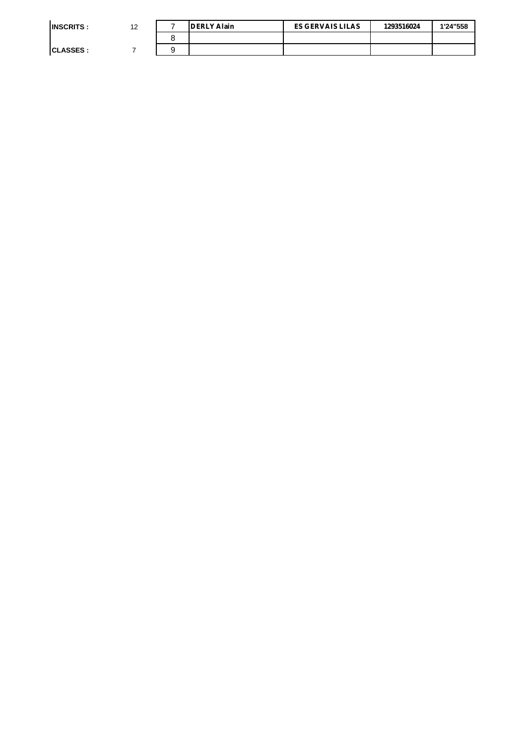**INSCRITS :** 12

**CLASSES :** 7

| | | | | |
|---|---|---|---|---|
| 7 | **DERLY Alain** | **ES GERVAIS LILAS** | **1293516024** | **1'24"558** |
| 8 | | | | |
| 9 | | | | |